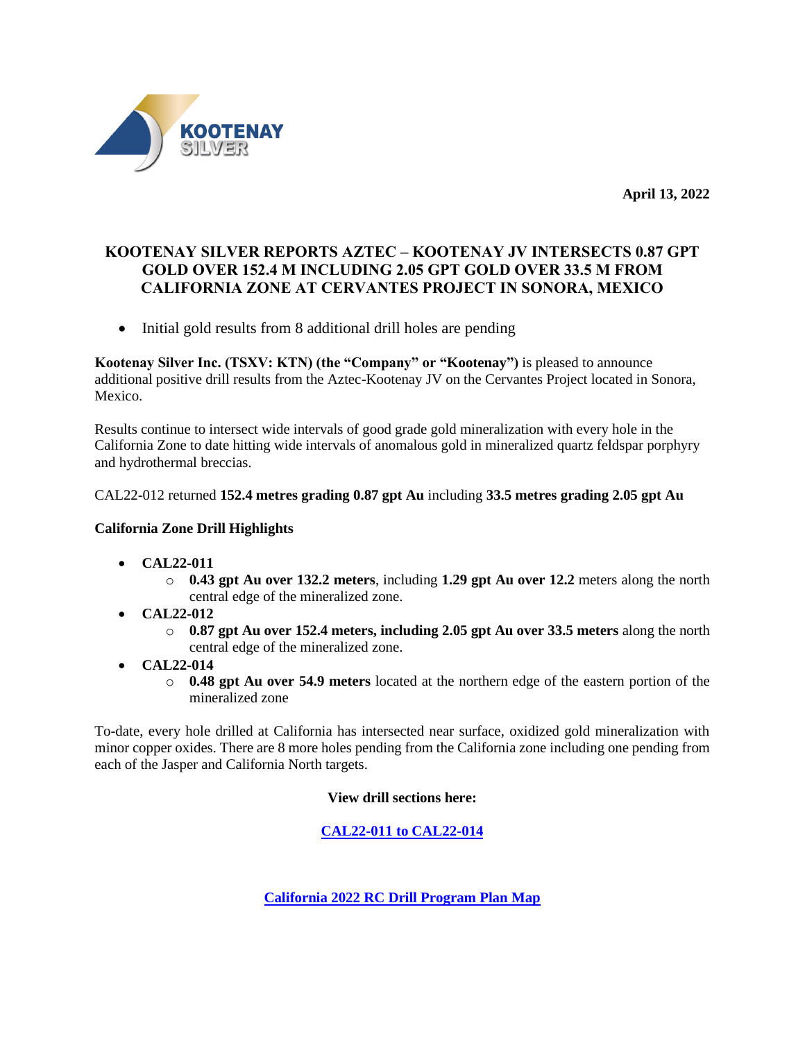April 13, 2022

# KOOTENAY SILVER REPORTS AZTEC – KOOTENAY JV INTERSECTS 0.87 GPT GOLD OVER 152.4 M INCLUDING 2.05 GPT GOLD OVER 33.5 M FROM CALIFORNIA ZONE AT CERVANTES PROJECT IN SONORA, MEXICO

- Initial gold results from 8 additional drill holes are pending

**Kootenay Silver Inc. (TSXV: KTN) (the "Company" or "Kootenay")** is pleased to announce additional positive drill results from the Aztec-Kootenay JV on the Cervantes Project located in Sonora, Mexico.

Results continue to intersect wide intervals of good grade gold mineralization with every hole in the California Zone to date hitting wide intervals of anomalous gold in mineralized quartz feldspar porphyry and hydrothermal breccias.

CAL22-012 returned **152.4 metres grading 0.87 gpt Au** including **33.5 metres grading 2.05 gpt Au**

**California Zone Drill Highlights**

- **CAL22-011**
  - **0.43 gpt Au over 132.2 meters**, including **1.29 gpt Au over 12.2** meters along the north central edge of the mineralized zone.
- **CAL22-012**
  - **0.87 gpt Au over 152.4 meters, including 2.05 gpt Au over 33.5 meters** along the north central edge of the mineralized zone.
- **CAL22-014**
  - **0.48 gpt Au over 54.9 meters** located at the northern edge of the eastern portion of the mineralized zone

To-date, every hole drilled at California has intersected near surface, oxidized gold mineralization with minor copper oxides. There are 8 more holes pending from the California zone including one pending from each of the Jasper and California North targets.

**View drill sections here:**

**CAL22-011 to CAL22-014**

**California 2022 RC Drill Program Plan Map**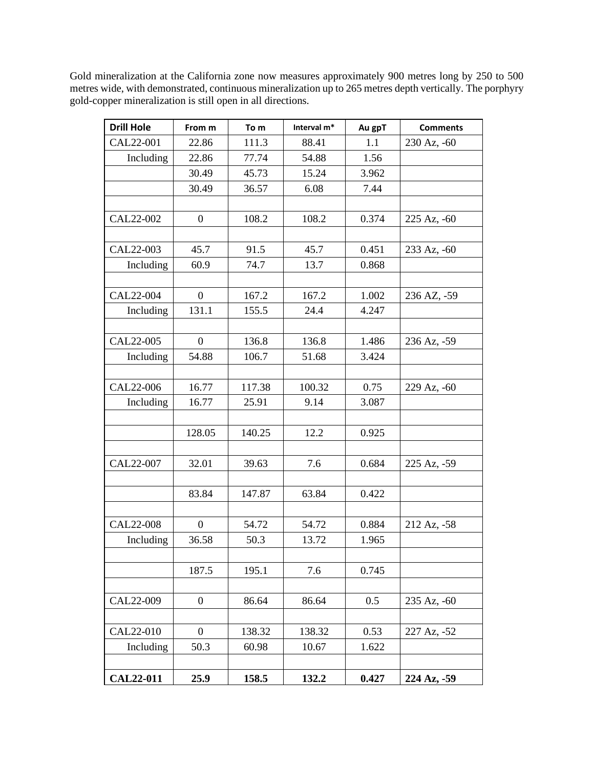Gold mineralization at the California zone now measures approximately 900 metres long by 250 to 500 metres wide, with demonstrated, continuous mineralization up to 265 metres depth vertically. The porphyry gold-copper mineralization is still open in all directions.

| Drill Hole | From m | To m | Interval m* | Au gpT | Comments |
|---|---|---|---|---|---|
| CAL22-001 | 22.86 | 111.3 | 88.41 | 1.1 | 230 Az, -60 |
| Including | 22.86 | 77.74 | 54.88 | 1.56 | |
| | 30.49 | 45.73 | 15.24 | 3.962 | |
| | 30.49 | 36.57 | 6.08 | 7.44 | |
| | | | | | |
| CAL22-002 | 0 | 108.2 | 108.2 | 0.374 | 225 Az, -60 |
| | | | | | |
| CAL22-003 | 45.7 | 91.5 | 45.7 | 0.451 | 233 Az, -60 |
| Including | 60.9 | 74.7 | 13.7 | 0.868 | |
| | | | | | |
| CAL22-004 | 0 | 167.2 | 167.2 | 1.002 | 236 AZ, -59 |
| Including | 131.1 | 155.5 | 24.4 | 4.247 | |
| | | | | | |
| CAL22-005 | 0 | 136.8 | 136.8 | 1.486 | 236 Az, -59 |
| Including | 54.88 | 106.7 | 51.68 | 3.424 | |
| | | | | | |
| CAL22-006 | 16.77 | 117.38 | 100.32 | 0.75 | 229 Az, -60 |
| Including | 16.77 | 25.91 | 9.14 | 3.087 | |
| | | | | | |
| | 128.05 | 140.25 | 12.2 | 0.925 | |
| | | | | | |
| CAL22-007 | 32.01 | 39.63 | 7.6 | 0.684 | 225 Az, -59 |
| | | | | | |
| | 83.84 | 147.87 | 63.84 | 0.422 | |
| | | | | | |
| CAL22-008 | 0 | 54.72 | 54.72 | 0.884 | 212 Az, -58 |
| Including | 36.58 | 50.3 | 13.72 | 1.965 | |
| | | | | | |
| | 187.5 | 195.1 | 7.6 | 0.745 | |
| | | | | | |
| CAL22-009 | 0 | 86.64 | 86.64 | 0.5 | 235 Az, -60 |
| | | | | | |
| CAL22-010 | 0 | 138.32 | 138.32 | 0.53 | 227 Az, -52 |
| Including | 50.3 | 60.98 | 10.67 | 1.622 | |
| | | | | | |
| **CAL22-011** | **25.9** | **158.5** | **132.2** | **0.427** | **224 Az, -59** |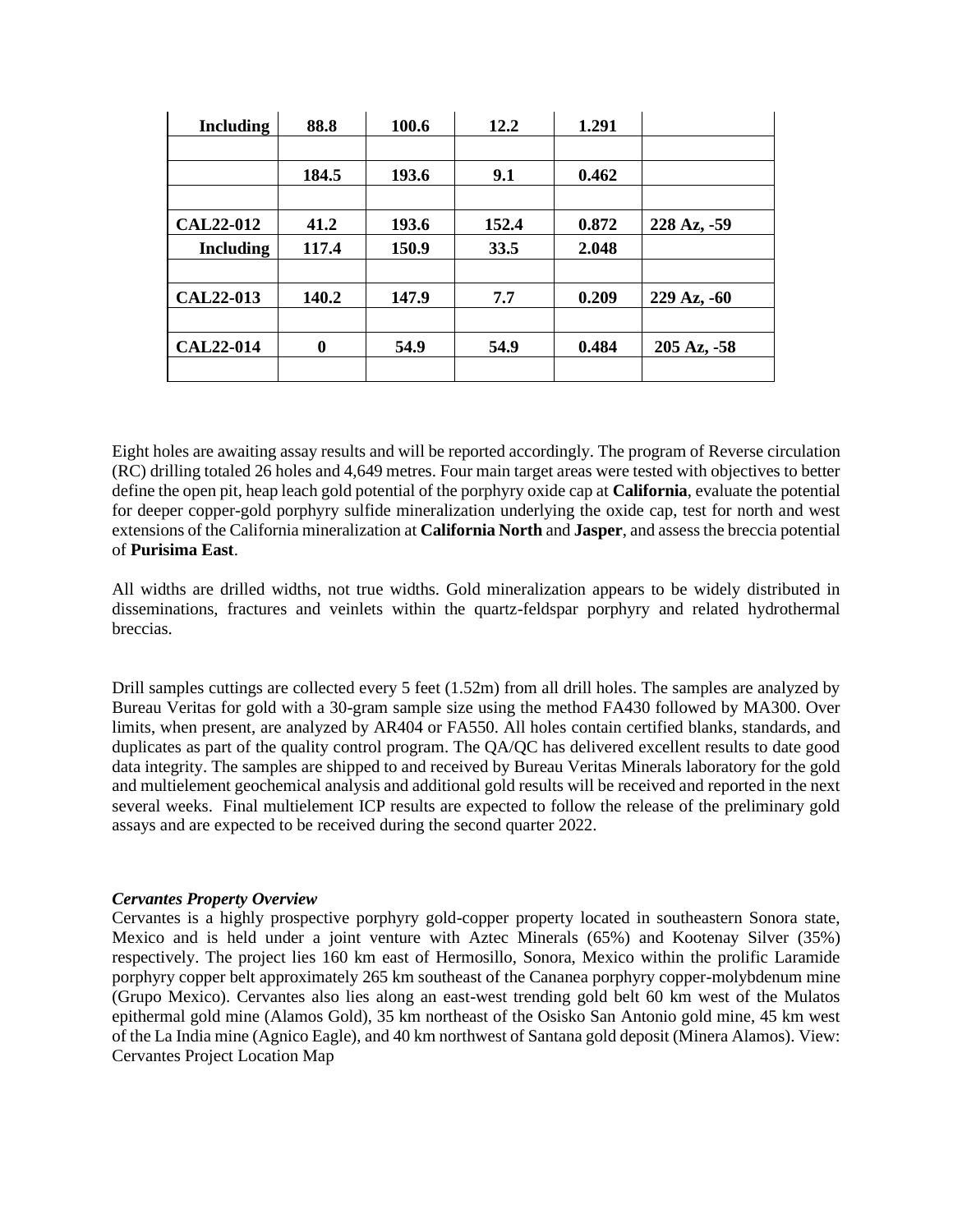| | | | | | |
|---|---|---|---|---|---|
| **Including** | **88.8** | **100.6** | **12.2** | **1.291** | |
| | | | | | |
| | **184.5** | **193.6** | **9.1** | **0.462** | |
| | | | | | |
| **CAL22-012** | **41.2** | **193.6** | **152.4** | **0.872** | **228 Az, -59** |
| **Including** | **117.4** | **150.9** | **33.5** | **2.048** | |
| | | | | | |
| **CAL22-013** | **140.2** | **147.9** | **7.7** | **0.209** | **229 Az, -60** |
| | | | | | |
| **CAL22-014** | **0** | **54.9** | **54.9** | **0.484** | **205 Az, -58** |
| | | | | | |

Eight holes are awaiting assay results and will be reported accordingly. The program of Reverse circulation (RC) drilling totaled 26 holes and 4,649 metres. Four main target areas were tested with objectives to better define the open pit, heap leach gold potential of the porphyry oxide cap at **California**, evaluate the potential for deeper copper-gold porphyry sulfide mineralization underlying the oxide cap, test for north and west extensions of the California mineralization at **California North** and **Jasper**, and assess the breccia potential of **Purisima East**.

All widths are drilled widths, not true widths. Gold mineralization appears to be widely distributed in disseminations, fractures and veinlets within the quartz-feldspar porphyry and related hydrothermal breccias.

Drill samples cuttings are collected every 5 feet (1.52m) from all drill holes. The samples are analyzed by Bureau Veritas for gold with a 30-gram sample size using the method FA430 followed by MA300. Over limits, when present, are analyzed by AR404 or FA550. All holes contain certified blanks, standards, and duplicates as part of the quality control program. The QA/QC has delivered excellent results to date good data integrity. The samples are shipped to and received by Bureau Veritas Minerals laboratory for the gold and multielement geochemical analysis and additional gold results will be received and reported in the next several weeks. Final multielement ICP results are expected to follow the release of the preliminary gold assays and are expected to be received during the second quarter 2022.

***Cervantes Property Overview***

Cervantes is a highly prospective porphyry gold-copper property located in southeastern Sonora state, Mexico and is held under a joint venture with Aztec Minerals (65%) and Kootenay Silver (35%) respectively. The project lies 160 km east of Hermosillo, Sonora, Mexico within the prolific Laramide porphyry copper belt approximately 265 km southeast of the Cananea porphyry copper-molybdenum mine (Grupo Mexico). Cervantes also lies along an east-west trending gold belt 60 km west of the Mulatos epithermal gold mine (Alamos Gold), 35 km northeast of the Osisko San Antonio gold mine, 45 km west of the La India mine (Agnico Eagle), and 40 km northwest of Santana gold deposit (Minera Alamos). View: Cervantes Project Location Map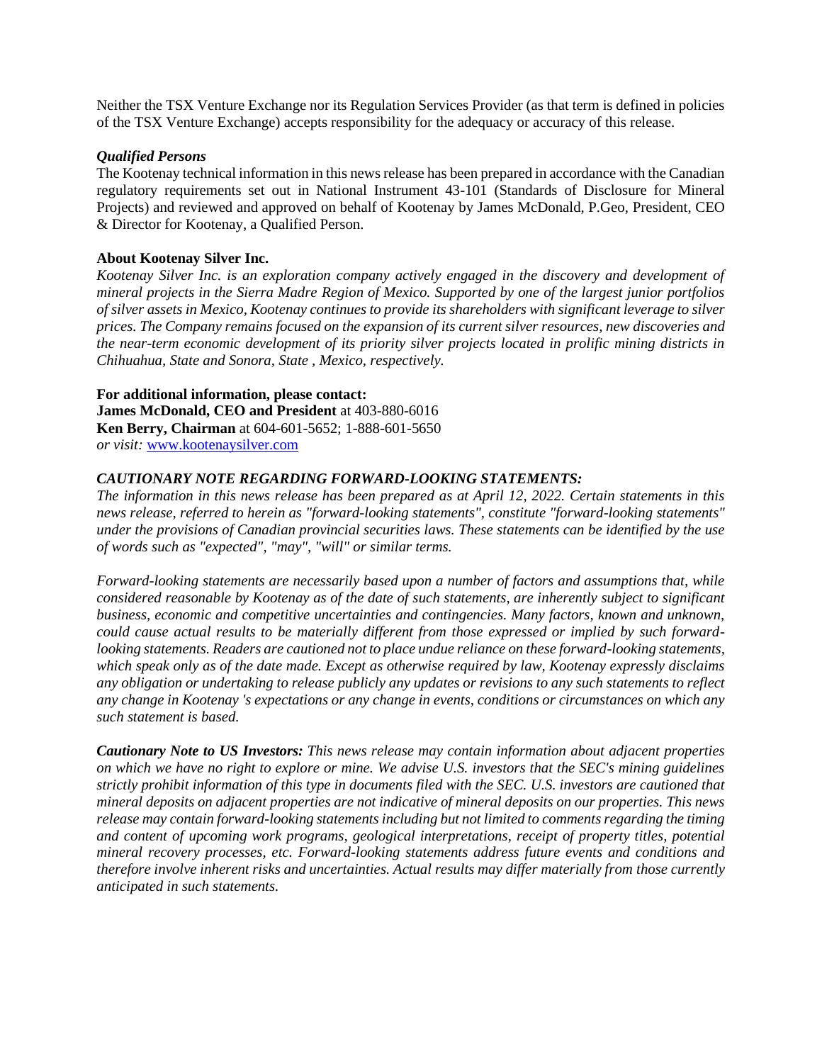Neither the TSX Venture Exchange nor its Regulation Services Provider (as that term is defined in policies of the TSX Venture Exchange) accepts responsibility for the adequacy or accuracy of this release.

***Qualified Persons***

The Kootenay technical information in this news release has been prepared in accordance with the Canadian regulatory requirements set out in National Instrument 43-101 (Standards of Disclosure for Mineral Projects) and reviewed and approved on behalf of Kootenay by James McDonald, P.Geo, President, CEO & Director for Kootenay, a Qualified Person.

**About Kootenay Silver Inc.**

*Kootenay Silver Inc. is an exploration company actively engaged in the discovery and development of mineral projects in the Sierra Madre Region of Mexico. Supported by one of the largest junior portfolios of silver assets in Mexico, Kootenay continues to provide its shareholders with significant leverage to silver prices. The Company remains focused on the expansion of its current silver resources, new discoveries and the near-term economic development of its priority silver projects located in prolific mining districts in Chihuahua, State and Sonora, State , Mexico, respectively.*

**For additional information, please contact:**

**James McDonald, CEO and President** at 403-880-6016

**Ken Berry, Chairman** at 604-601-5652; 1-888-601-5650

*or visit:* www.kootenaysilver.com

***CAUTIONARY NOTE REGARDING FORWARD-LOOKING STATEMENTS:***

*The information in this news release has been prepared as at April 12, 2022. Certain statements in this news release, referred to herein as "forward-looking statements", constitute "forward-looking statements" under the provisions of Canadian provincial securities laws. These statements can be identified by the use of words such as "expected", "may", "will" or similar terms.*

*Forward-looking statements are necessarily based upon a number of factors and assumptions that, while considered reasonable by Kootenay as of the date of such statements, are inherently subject to significant business, economic and competitive uncertainties and contingencies. Many factors, known and unknown, could cause actual results to be materially different from those expressed or implied by such forward-looking statements. Readers are cautioned not to place undue reliance on these forward-looking statements, which speak only as of the date made. Except as otherwise required by law, Kootenay expressly disclaims any obligation or undertaking to release publicly any updates or revisions to any such statements to reflect any change in Kootenay 's expectations or any change in events, conditions or circumstances on which any such statement is based.*

***Cautionary Note to US Investors:*** *This news release may contain information about adjacent properties on which we have no right to explore or mine. We advise U.S. investors that the SEC's mining guidelines strictly prohibit information of this type in documents filed with the SEC. U.S. investors are cautioned that mineral deposits on adjacent properties are not indicative of mineral deposits on our properties. This news release may contain forward-looking statements including but not limited to comments regarding the timing and content of upcoming work programs, geological interpretations, receipt of property titles, potential mineral recovery processes, etc. Forward-looking statements address future events and conditions and therefore involve inherent risks and uncertainties. Actual results may differ materially from those currently anticipated in such statements.*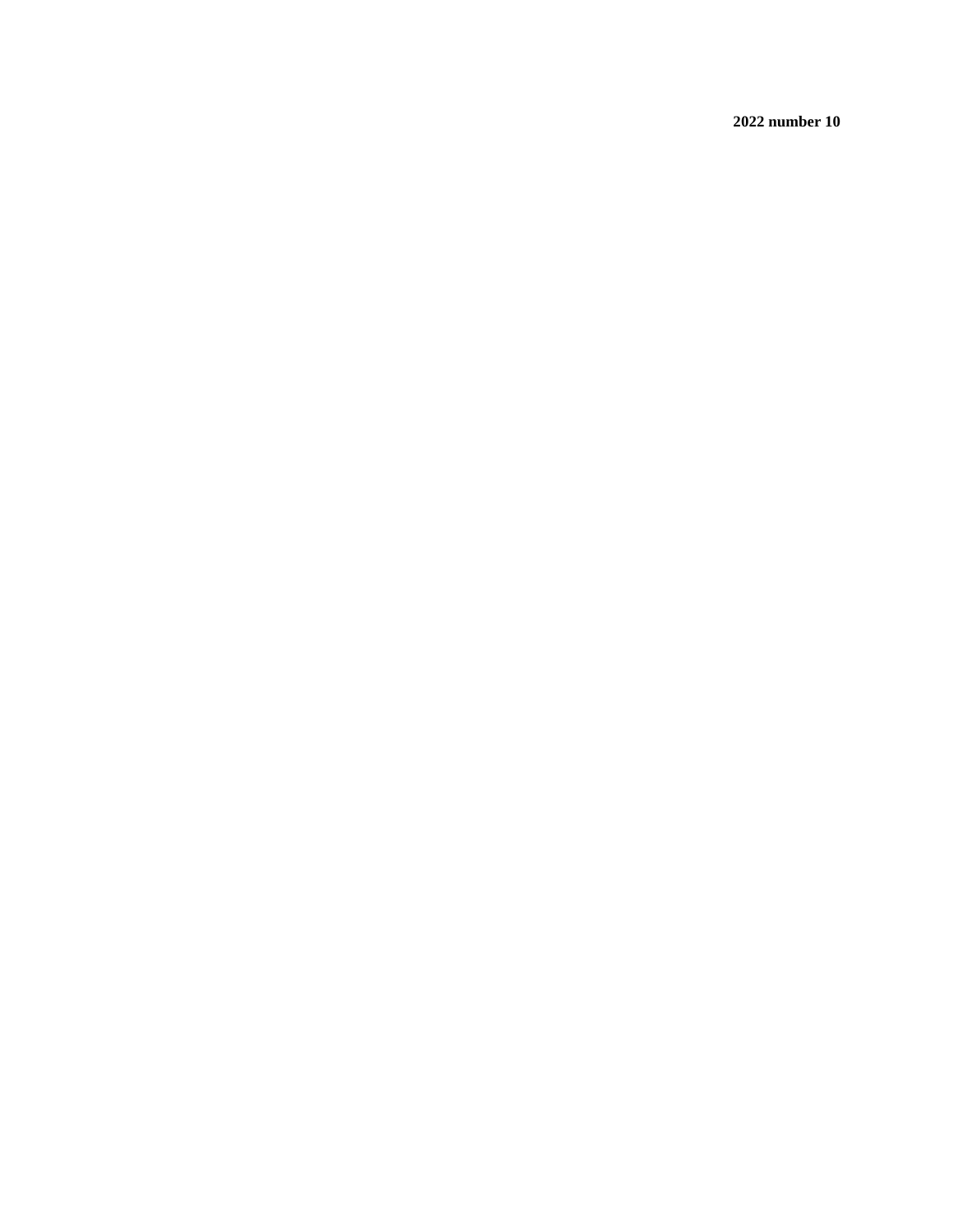**2022 number 10**